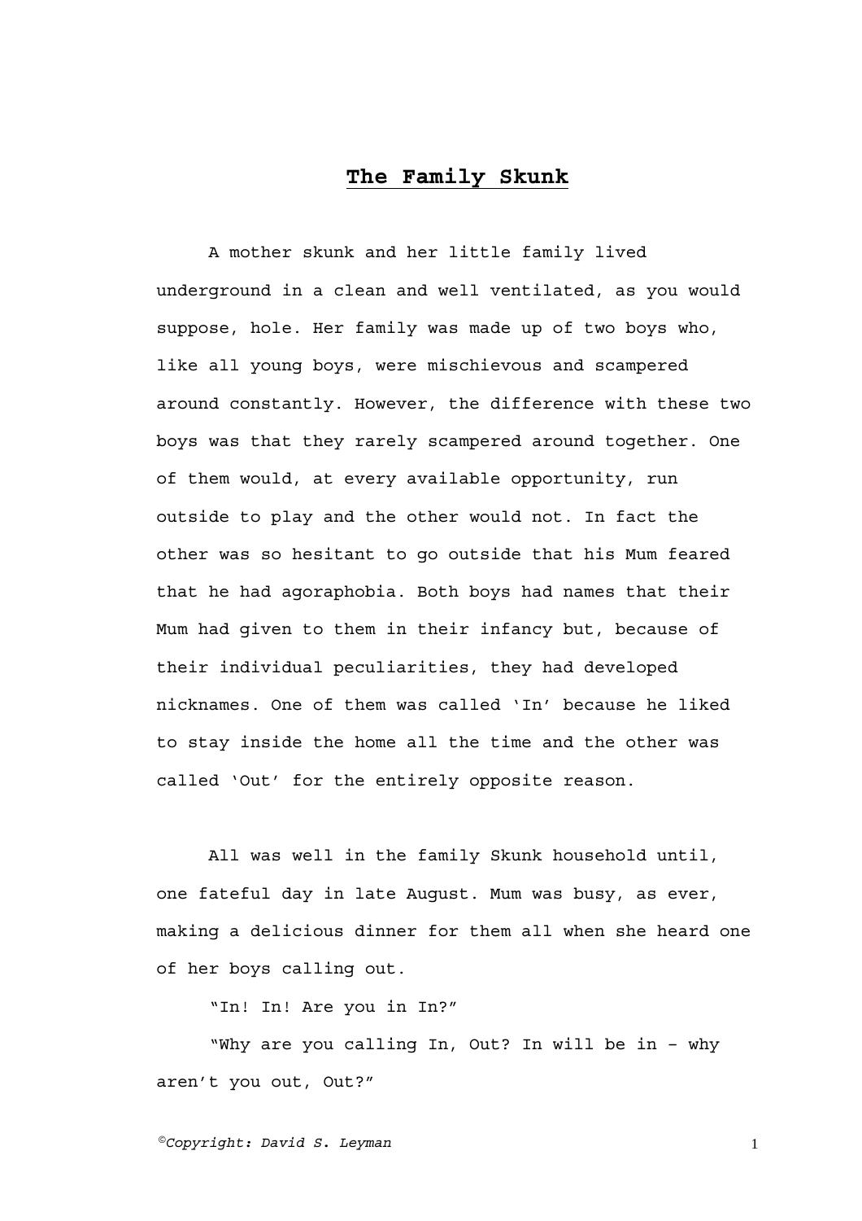# The Family Skunk

A mother skunk and her little family lived underground in a clean and well ventilated, as you would suppose, hole. Her family was made up of two boys who, like all young boys, were mischievous and scampered around constantly. However, the difference with these two boys was that they rarely scampered around together. One of them would, at every available opportunity, run outside to play and the other would not. In fact the other was so hesitant to go outside that his Mum feared that he had agoraphobia. Both boys had names that their Mum had given to them in their infancy but, because of their individual peculiarities, they had developed nicknames. One of them was called 'In' because he liked to stay inside the home all the time and the other was called 'Out' for the entirely opposite reason.

All was well in the family Skunk household until, one fateful day in late August. Mum was busy, as ever, making a delicious dinner for them all when she heard one of her boys calling out.

"In! In! Are you in In?"

"Why are you calling In, Out? In will be in – why aren't you out, Out?"

*©Copyright: David S. Leyman*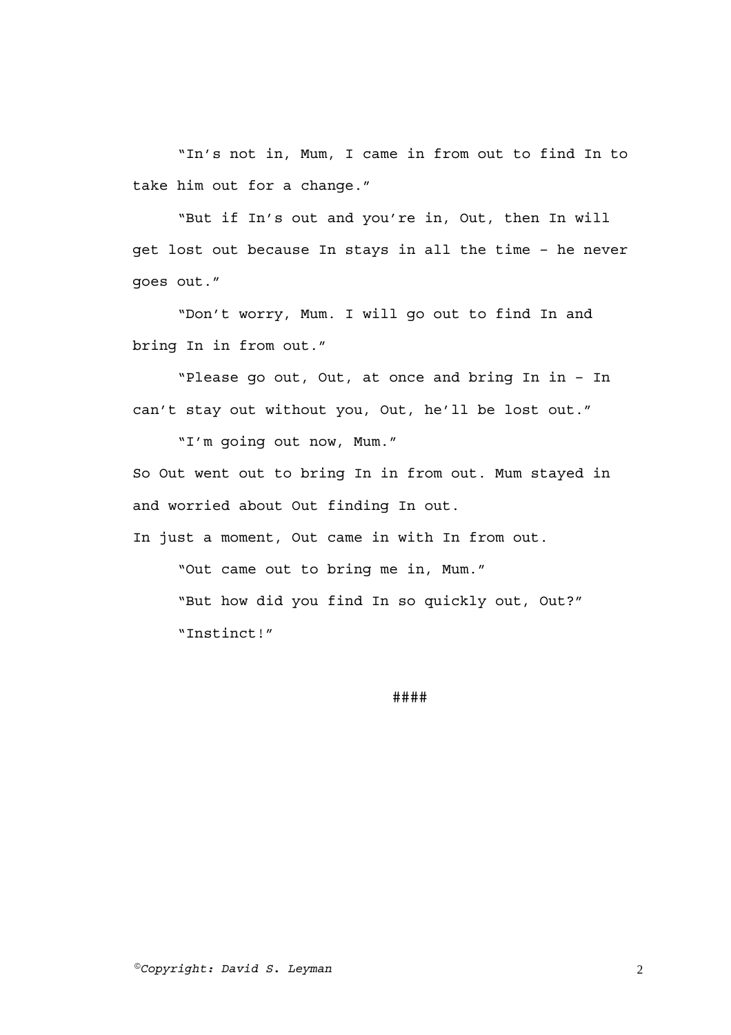"In's not in, Mum, I came in from out to find In to take him out for a change."

"But if In's out and you're in, Out, then In will get lost out because In stays in all the time – he never goes out."

"Don't worry, Mum. I will go out to find In and bring In in from out."

"Please go out, Out, at once and bring In in – In can't stay out without you, Out, he'll be lost out."

"I'm going out now, Mum."

So Out went out to bring In in from out. Mum stayed in and worried about Out finding In out.

In just a moment, Out came in with In from out.

"Out came out to bring me in, Mum."

"But how did you find In so quickly out, Out?"

"Instinct!"

####

©*Copyright: David S. Leyman*